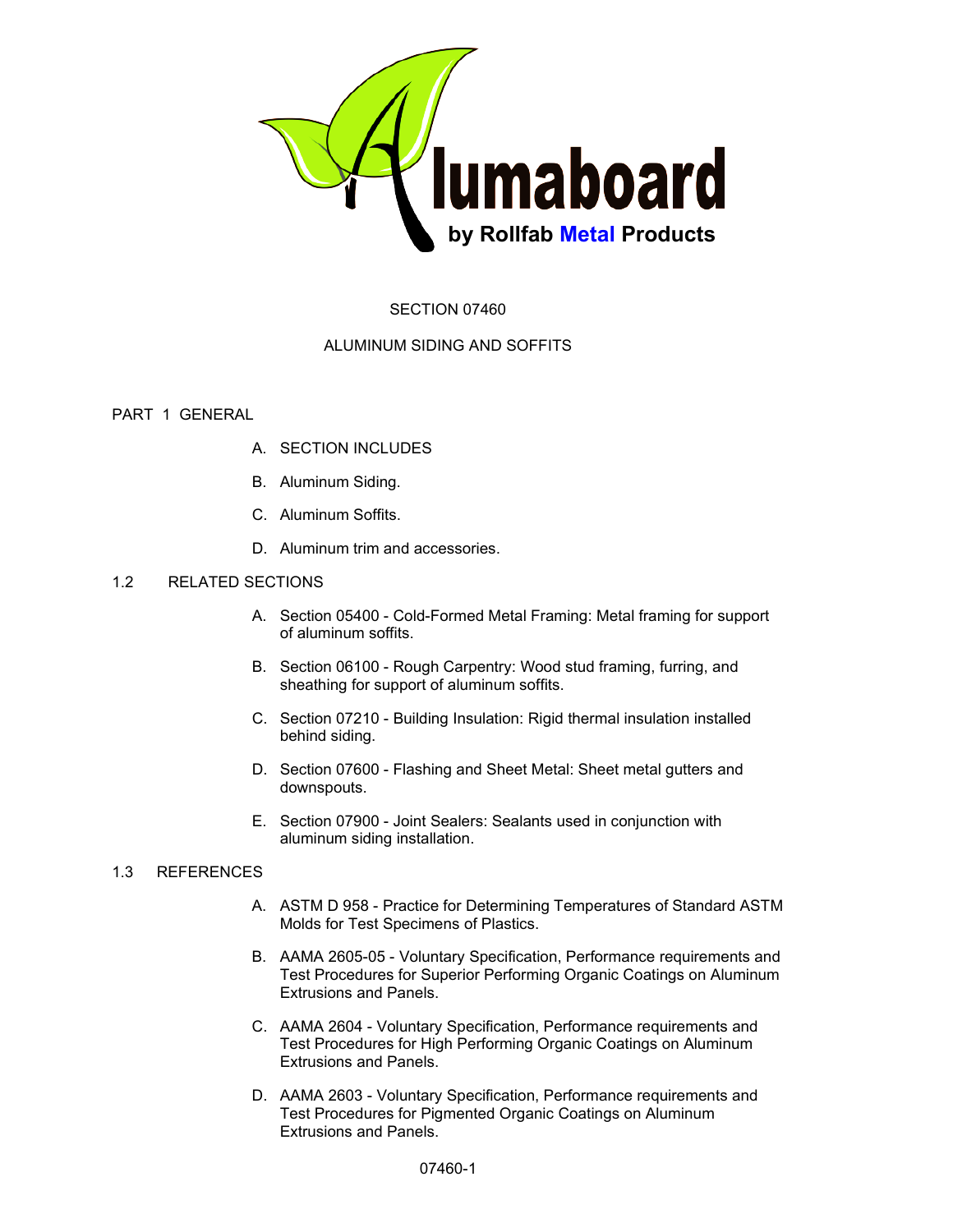Alumaboard

by Rollfab Metal Products

# SECTION 07460

# ALUMINUM SIDING AND SOFFITS

## PART 1 GENERAL

A. SECTION INCLUDES

B. Aluminum Siding.

C. Aluminum Soffits.

D. Aluminum trim and accessories.

### 1.2 RELATED SECTIONS

A. Section 05400 - Cold-Formed Metal Framing: Metal framing for support of aluminum soffits.

B. Section 06100 - Rough Carpentry: Wood stud framing, furring, and sheathing for support of aluminum soffits.

C. Section 07210 - Building Insulation: Rigid thermal insulation installed behind siding.

D. Section 07600 - Flashing and Sheet Metal: Sheet metal gutters and downspouts.

E. Section 07900 - Joint Sealers: Sealants used in conjunction with aluminum siding installation.

### 1.3 REFERENCES

A. ASTM D 958 - Practice for Determining Temperatures of Standard ASTM Molds for Test Specimens of Plastics.

B. AAMA 2605-05 - Voluntary Specification, Performance requirements and Test Procedures for Superior Performing Organic Coatings on Aluminum Extrusions and Panels.

C. AAMA 2604 - Voluntary Specification, Performance requirements and Test Procedures for High Performing Organic Coatings on Aluminum Extrusions and Panels.

D. AAMA 2603 - Voluntary Specification, Performance requirements and Test Procedures for Pigmented Organic Coatings on Aluminum Extrusions and Panels.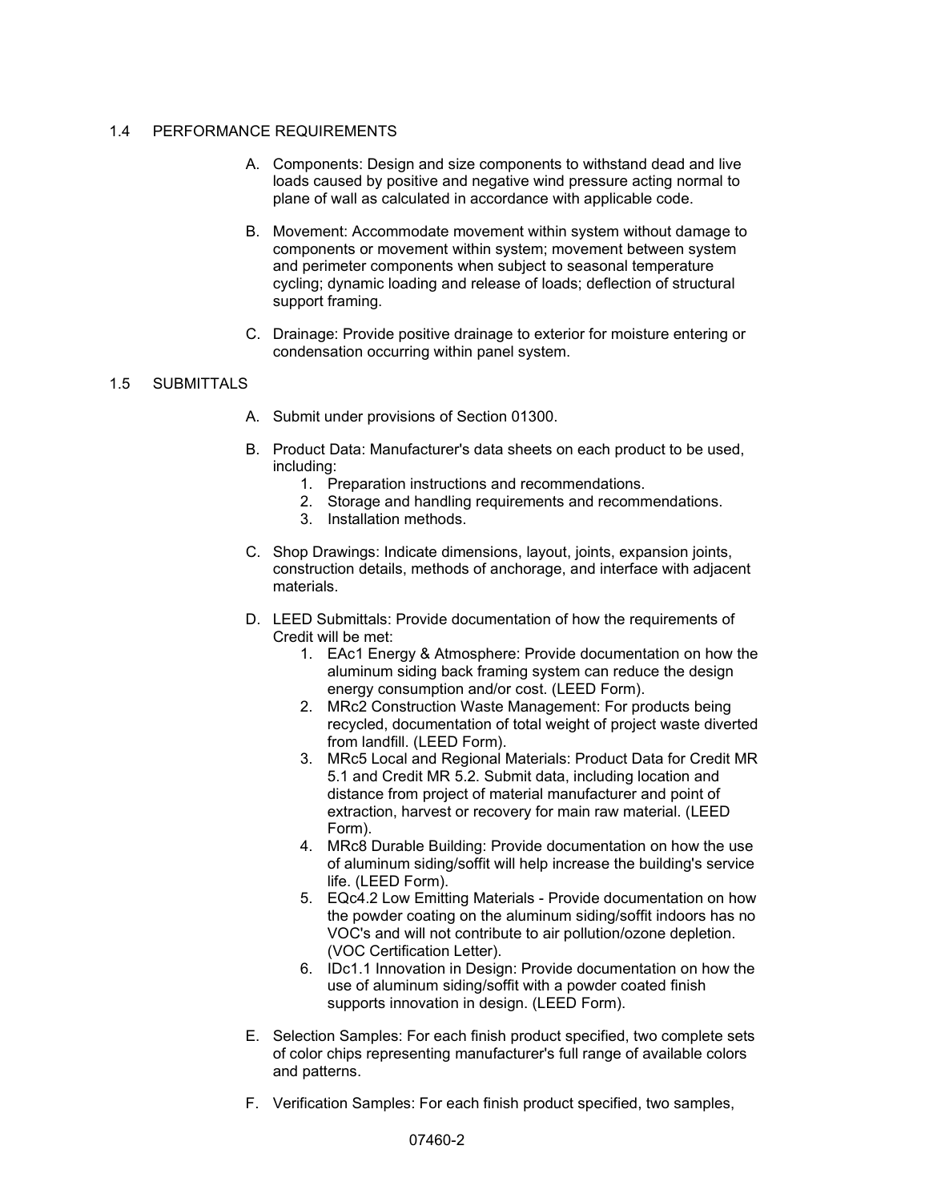## 1.4 PERFORMANCE REQUIREMENTS

A. Components: Design and size components to withstand dead and live loads caused by positive and negative wind pressure acting normal to plane of wall as calculated in accordance with applicable code.

B. Movement: Accommodate movement within system without damage to components or movement within system; movement between system and perimeter components when subject to seasonal temperature cycling; dynamic loading and release of loads; deflection of structural support framing.

C. Drainage: Provide positive drainage to exterior for moisture entering or condensation occurring within panel system.

## 1.5 SUBMITTALS

A. Submit under provisions of Section 01300.

B. Product Data: Manufacturer's data sheets on each product to be used, including:
   1. Preparation instructions and recommendations.
   2. Storage and handling requirements and recommendations.
   3. Installation methods.

C. Shop Drawings: Indicate dimensions, layout, joints, expansion joints, construction details, methods of anchorage, and interface with adjacent materials.

D. LEED Submittals: Provide documentation of how the requirements of Credit will be met:
   1. EAc1 Energy & Atmosphere: Provide documentation on how the aluminum siding back framing system can reduce the design energy consumption and/or cost. (LEED Form).
   2. MRc2 Construction Waste Management: For products being recycled, documentation of total weight of project waste diverted from landfill. (LEED Form).
   3. MRc5 Local and Regional Materials: Product Data for Credit MR 5.1 and Credit MR 5.2. Submit data, including location and distance from project of material manufacturer and point of extraction, harvest or recovery for main raw material. (LEED Form).
   4. MRc8 Durable Building: Provide documentation on how the use of aluminum siding/soffit will help increase the building's service life. (LEED Form).
   5. EQc4.2 Low Emitting Materials - Provide documentation on how the powder coating on the aluminum siding/soffit indoors has no VOC's and will not contribute to air pollution/ozone depletion. (VOC Certification Letter).
   6. IDc1.1 Innovation in Design: Provide documentation on how the use of aluminum siding/soffit with a powder coated finish supports innovation in design. (LEED Form).

E. Selection Samples: For each finish product specified, two complete sets of color chips representing manufacturer's full range of available colors and patterns.

F. Verification Samples: For each finish product specified, two samples,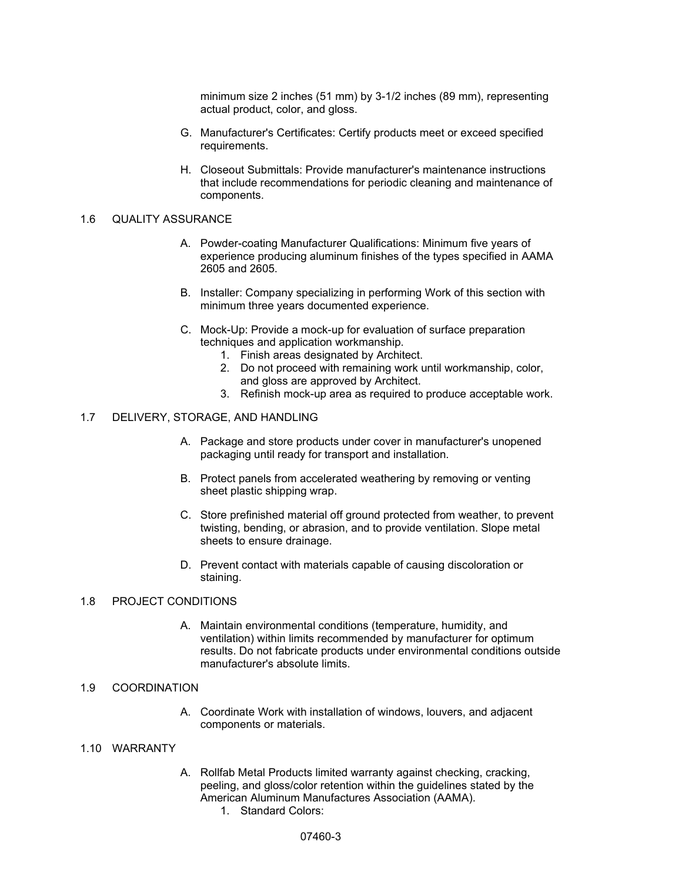minimum size 2 inches (51 mm) by 3-1/2 inches (89 mm), representing actual product, color, and gloss.

G. Manufacturer's Certificates: Certify products meet or exceed specified requirements.

H. Closeout Submittals: Provide manufacturer's maintenance instructions that include recommendations for periodic cleaning and maintenance of components.

## 1.6 QUALITY ASSURANCE

A. Powder-coating Manufacturer Qualifications: Minimum five years of experience producing aluminum finishes of the types specified in AAMA 2605 and 2605.

B. Installer: Company specializing in performing Work of this section with minimum three years documented experience.

C. Mock-Up: Provide a mock-up for evaluation of surface preparation techniques and application workmanship.
   1. Finish areas designated by Architect.
   2. Do not proceed with remaining work until workmanship, color, and gloss are approved by Architect.
   3. Refinish mock-up area as required to produce acceptable work.

## 1.7 DELIVERY, STORAGE, AND HANDLING

A. Package and store products under cover in manufacturer's unopened packaging until ready for transport and installation.

B. Protect panels from accelerated weathering by removing or venting sheet plastic shipping wrap.

C. Store prefinished material off ground protected from weather, to prevent twisting, bending, or abrasion, and to provide ventilation. Slope metal sheets to ensure drainage.

D. Prevent contact with materials capable of causing discoloration or staining.

## 1.8 PROJECT CONDITIONS

A. Maintain environmental conditions (temperature, humidity, and ventilation) within limits recommended by manufacturer for optimum results. Do not fabricate products under environmental conditions outside manufacturer's absolute limits.

## 1.9 COORDINATION

A. Coordinate Work with installation of windows, louvers, and adjacent components or materials.

## 1.10 WARRANTY

A. Rollfab Metal Products limited warranty against checking, cracking, peeling, and gloss/color retention within the guidelines stated by the American Aluminum Manufactures Association (AAMA).
   1. Standard Colors: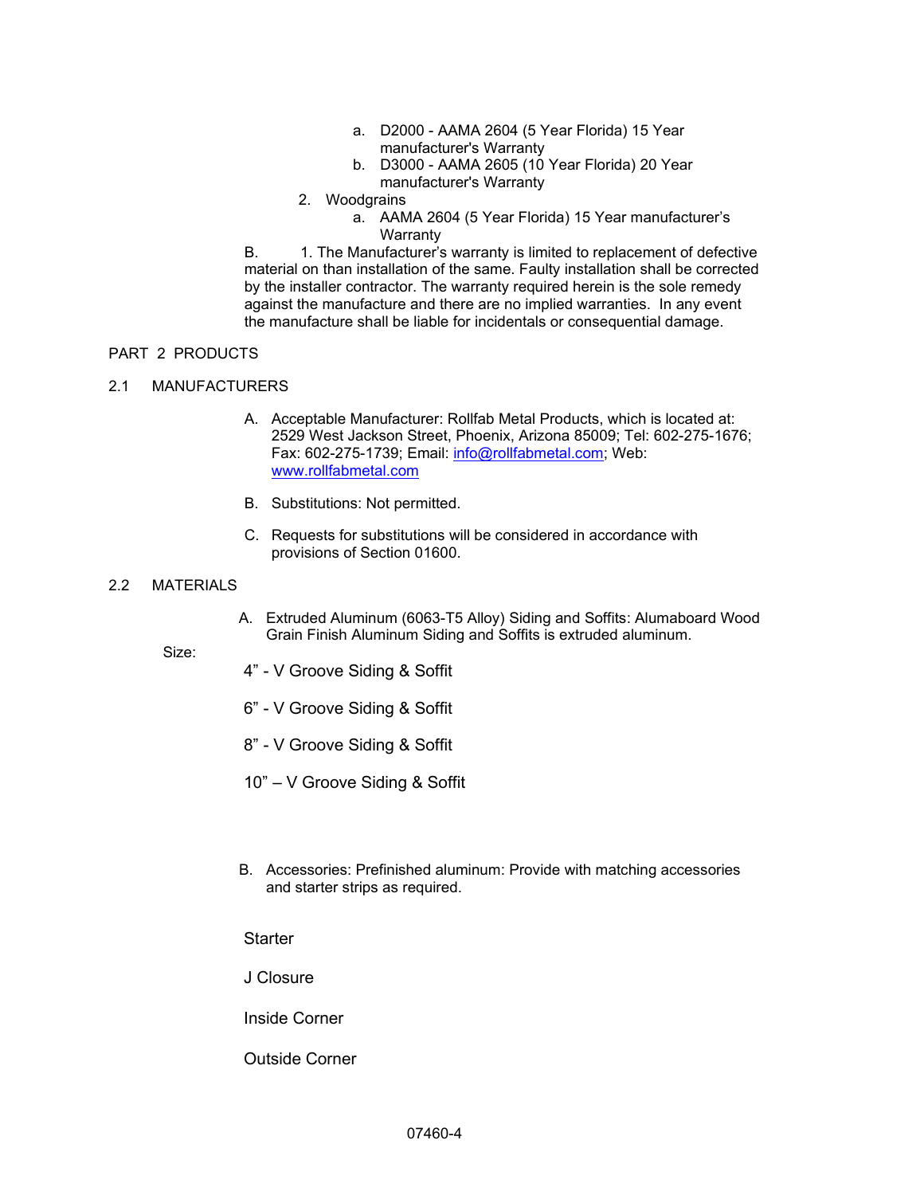a. D2000 - AAMA 2604 (5 Year Florida) 15 Year manufacturer's Warranty
b. D3000 - AAMA 2605 (10 Year Florida) 20 Year manufacturer's Warranty

2. Woodgrains
   a. AAMA 2604 (5 Year Florida) 15 Year manufacturer's Warranty

B. 1. The Manufacturer's warranty is limited to replacement of defective material on than installation of the same. Faulty installation shall be corrected by the installer contractor. The warranty required herein is the sole remedy against the manufacture and there are no implied warranties. In any event the manufacture shall be liable for incidentals or consequential damage.

## PART 2 PRODUCTS

### 2.1 MANUFACTURERS

A. Acceptable Manufacturer: Rollfab Metal Products, which is located at: 2529 West Jackson Street, Phoenix, Arizona 85009; Tel: 602-275-1676; Fax: 602-275-1739; Email: info@rollfabmetal.com; Web: www.rollfabmetal.com

B. Substitutions: Not permitted.

C. Requests for substitutions will be considered in accordance with provisions of Section 01600.

### 2.2 MATERIALS

A. Extruded Aluminum (6063-T5 Alloy) Siding and Soffits: Alumaboard Wood Grain Finish Aluminum Siding and Soffits is extruded aluminum.

Size:

4" - V Groove Siding & Soffit

6" - V Groove Siding & Soffit

8" - V Groove Siding & Soffit

10" – V Groove Siding & Soffit

B. Accessories: Prefinished aluminum: Provide with matching accessories and starter strips as required.

Starter

J Closure

Inside Corner

Outside Corner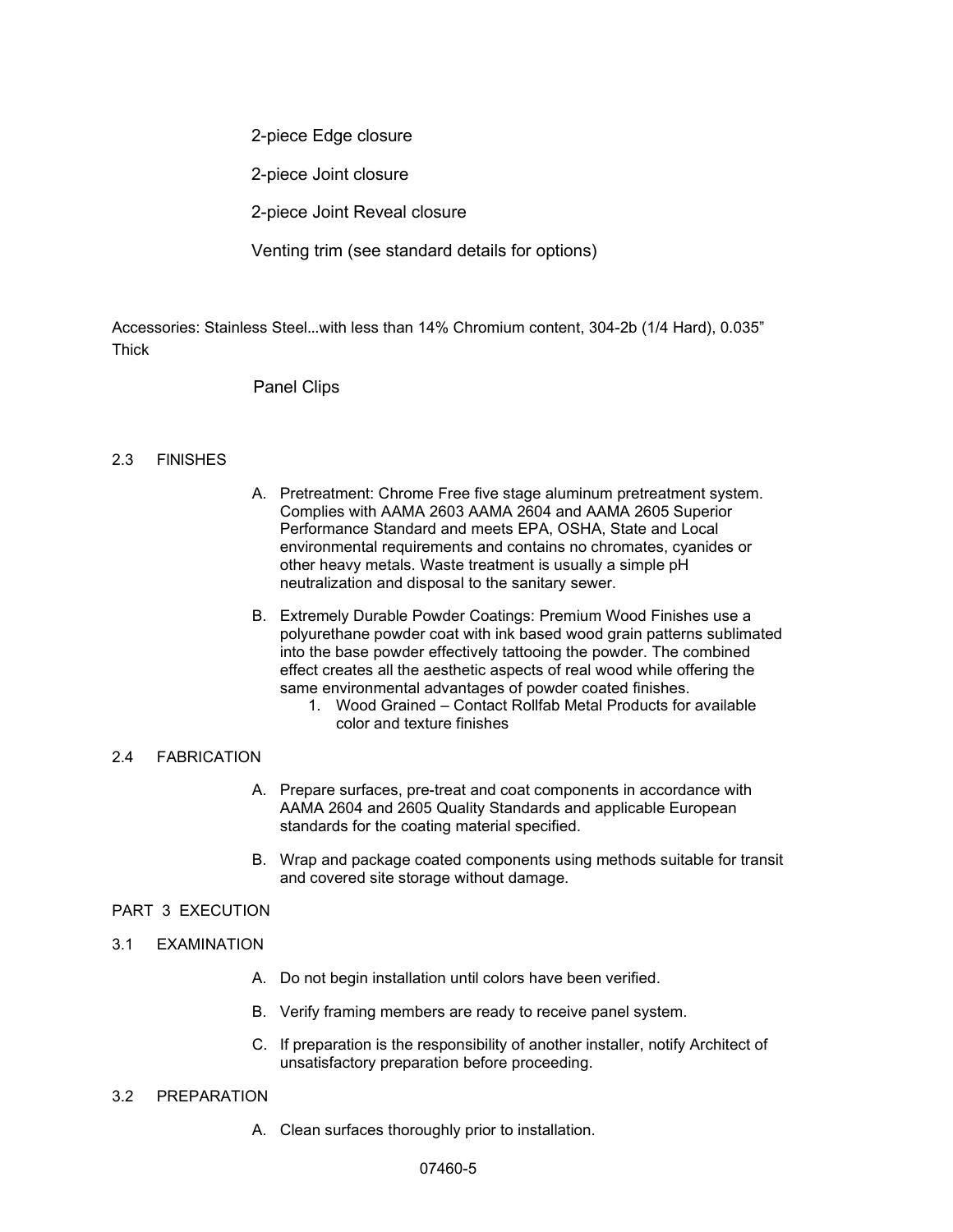2-piece Edge closure

2-piece Joint closure

2-piece Joint Reveal closure

Venting trim (see standard details for options)

Accessories: Stainless Steel...with less than 14% Chromium content, 304-2b (1/4 Hard), 0.035" Thick

Panel Clips

2.3 FINISHES

A. Pretreatment: Chrome Free five stage aluminum pretreatment system. Complies with AAMA 2603 AAMA 2604 and AAMA 2605 Superior Performance Standard and meets EPA, OSHA, State and Local environmental requirements and contains no chromates, cyanides or other heavy metals. Waste treatment is usually a simple pH neutralization and disposal to the sanitary sewer.

B. Extremely Durable Powder Coatings: Premium Wood Finishes use a polyurethane powder coat with ink based wood grain patterns sublimated into the base powder effectively tattooing the powder. The combined effect creates all the aesthetic aspects of real wood while offering the same environmental advantages of powder coated finishes.

   1. Wood Grained – Contact Rollfab Metal Products for available color and texture finishes

2.4 FABRICATION

A. Prepare surfaces, pre-treat and coat components in accordance with AAMA 2604 and 2605 Quality Standards and applicable European standards for the coating material specified.

B. Wrap and package coated components using methods suitable for transit and covered site storage without damage.

PART 3 EXECUTION

3.1 EXAMINATION

A. Do not begin installation until colors have been verified.

B. Verify framing members are ready to receive panel system.

C. If preparation is the responsibility of another installer, notify Architect of unsatisfactory preparation before proceeding.

3.2 PREPARATION

A. Clean surfaces thoroughly prior to installation.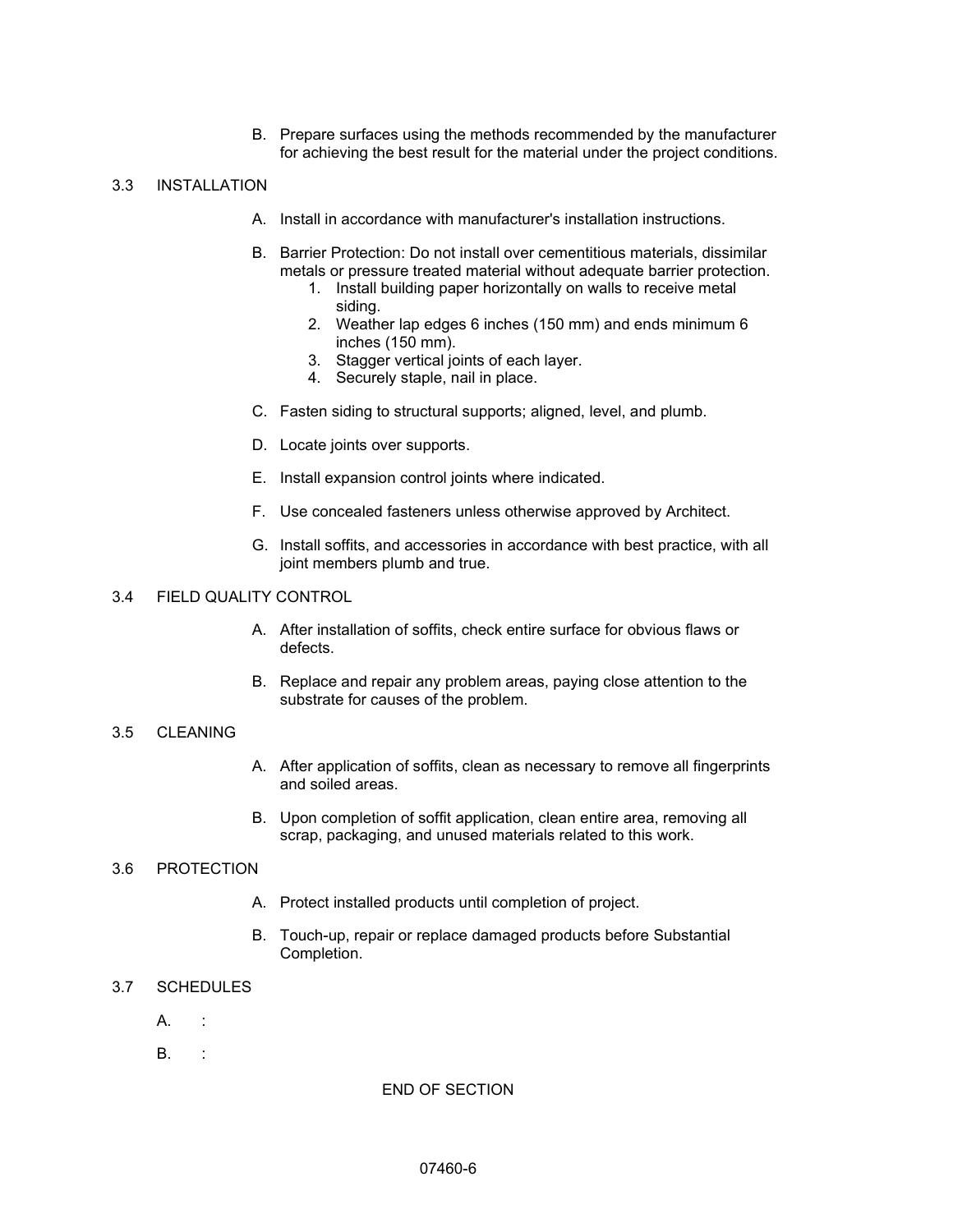B. Prepare surfaces using the methods recommended by the manufacturer for achieving the best result for the material under the project conditions.

## 3.3 INSTALLATION

A. Install in accordance with manufacturer's installation instructions.

B. Barrier Protection: Do not install over cementitious materials, dissimilar metals or pressure treated material without adequate barrier protection.

1. Install building paper horizontally on walls to receive metal siding.
2. Weather lap edges 6 inches (150 mm) and ends minimum 6 inches (150 mm).
3. Stagger vertical joints of each layer.
4. Securely staple, nail in place.

C. Fasten siding to structural supports; aligned, level, and plumb.

D. Locate joints over supports.

E. Install expansion control joints where indicated.

F. Use concealed fasteners unless otherwise approved by Architect.

G. Install soffits, and accessories in accordance with best practice, with all joint members plumb and true.

## 3.4 FIELD QUALITY CONTROL

A. After installation of soffits, check entire surface for obvious flaws or defects.

B. Replace and repair any problem areas, paying close attention to the substrate for causes of the problem.

## 3.5 CLEANING

A. After application of soffits, clean as necessary to remove all fingerprints and soiled areas.

B. Upon completion of soffit application, clean entire area, removing all scrap, packaging, and unused materials related to this work.

## 3.6 PROTECTION

A. Protect installed products until completion of project.

B. Touch-up, repair or replace damaged products before Substantial Completion.

## 3.7 SCHEDULES

A. :

B. :

END OF SECTION